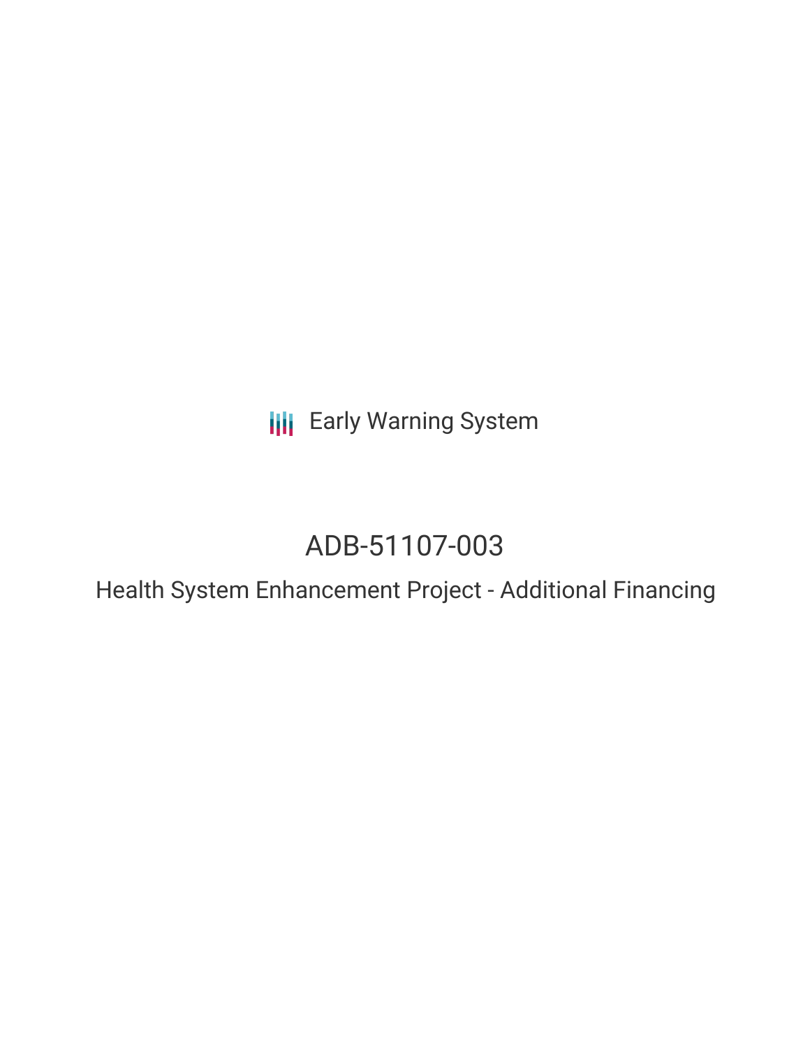Early Warning System

# ADB-51107-003

## Health System Enhancement Project - Additional Financing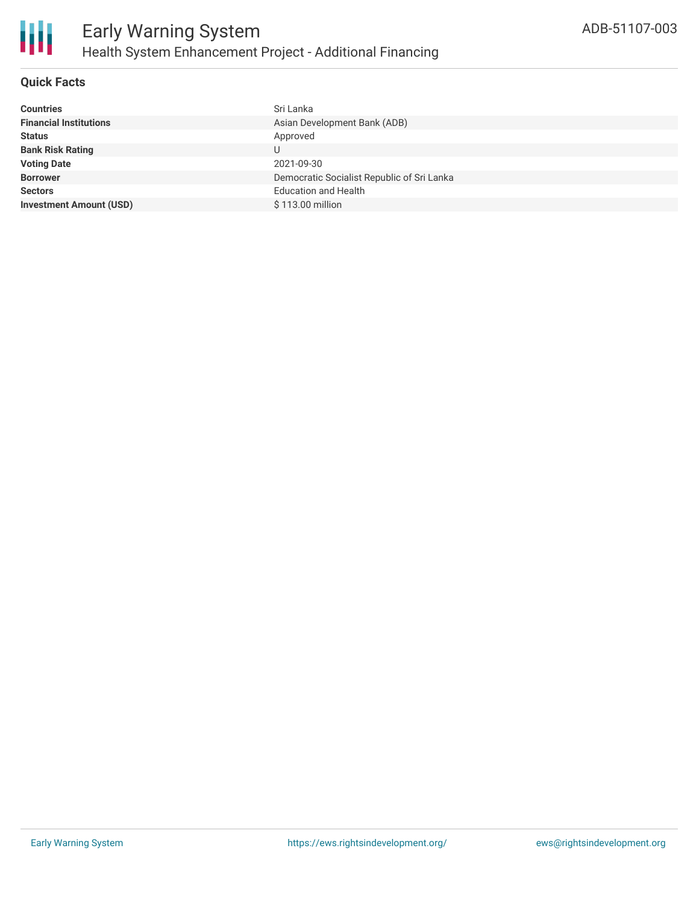## Quick Facts

| | |
|---|---|
| **Countries** | Sri Lanka |
| **Financial Institutions** | Asian Development Bank (ADB) |
| **Status** | Approved |
| **Bank Risk Rating** | U |
| **Voting Date** | 2021-09-30 |
| **Borrower** | Democratic Socialist Republic of Sri Lanka |
| **Sectors** | Education and Health |
| **Investment Amount (USD)** | $ 113.00 million |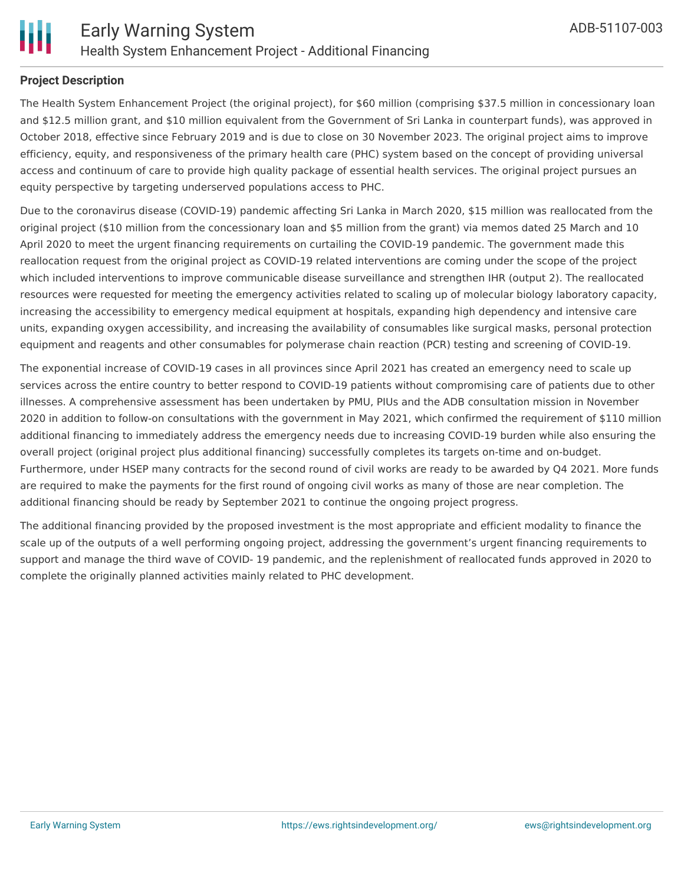**Project Description**

The Health System Enhancement Project (the original project), for $60 million (comprising $37.5 million in concessionary loan and $12.5 million grant, and $10 million equivalent from the Government of Sri Lanka in counterpart funds), was approved in October 2018, effective since February 2019 and is due to close on 30 November 2023. The original project aims to improve efficiency, equity, and responsiveness of the primary health care (PHC) system based on the concept of providing universal access and continuum of care to provide high quality package of essential health services. The original project pursues an equity perspective by targeting underserved populations access to PHC.

Due to the coronavirus disease (COVID-19) pandemic affecting Sri Lanka in March 2020, $15 million was reallocated from the original project ($10 million from the concessionary loan and $5 million from the grant) via memos dated 25 March and 10 April 2020 to meet the urgent financing requirements on curtailing the COVID-19 pandemic. The government made this reallocation request from the original project as COVID-19 related interventions are coming under the scope of the project which included interventions to improve communicable disease surveillance and strengthen IHR (output 2). The reallocated resources were requested for meeting the emergency activities related to scaling up of molecular biology laboratory capacity, increasing the accessibility to emergency medical equipment at hospitals, expanding high dependency and intensive care units, expanding oxygen accessibility, and increasing the availability of consumables like surgical masks, personal protection equipment and reagents and other consumables for polymerase chain reaction (PCR) testing and screening of COVID-19.

The exponential increase of COVID-19 cases in all provinces since April 2021 has created an emergency need to scale up services across the entire country to better respond to COVID-19 patients without compromising care of patients due to other illnesses. A comprehensive assessment has been undertaken by PMU, PIUs and the ADB consultation mission in November 2020 in addition to follow-on consultations with the government in May 2021, which confirmed the requirement of $110 million additional financing to immediately address the emergency needs due to increasing COVID-19 burden while also ensuring the overall project (original project plus additional financing) successfully completes its targets on-time and on-budget. Furthermore, under HSEP many contracts for the second round of civil works are ready to be awarded by Q4 2021. More funds are required to make the payments for the first round of ongoing civil works as many of those are near completion. The additional financing should be ready by September 2021 to continue the ongoing project progress.

The additional financing provided by the proposed investment is the most appropriate and efficient modality to finance the scale up of the outputs of a well performing ongoing project, addressing the government's urgent financing requirements to support and manage the third wave of COVID- 19 pandemic, and the replenishment of reallocated funds approved in 2020 to complete the originally planned activities mainly related to PHC development.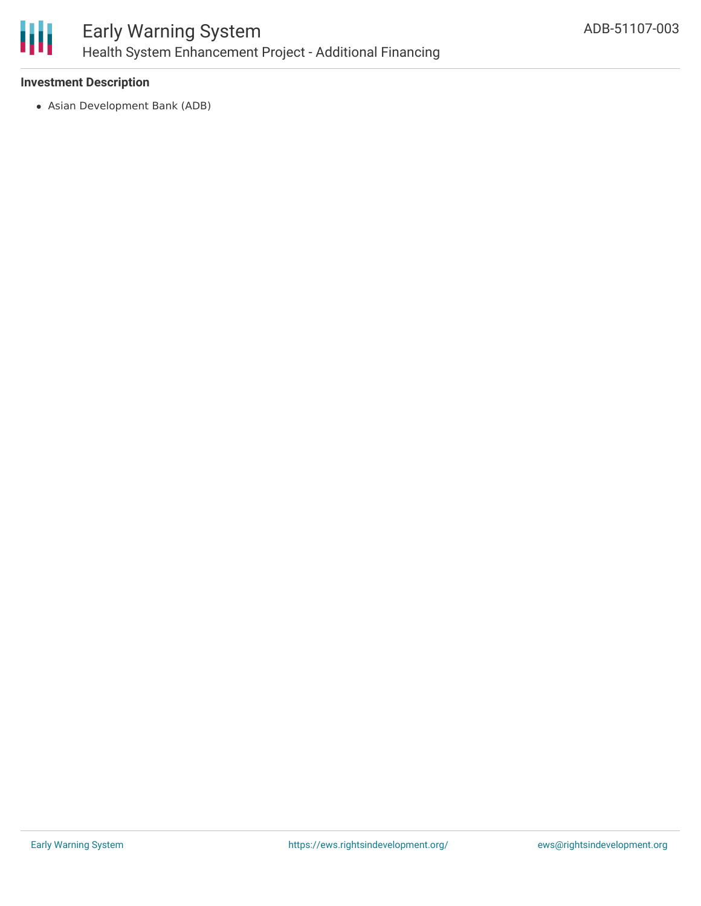**Investment Description**

- Asian Development Bank (ADB)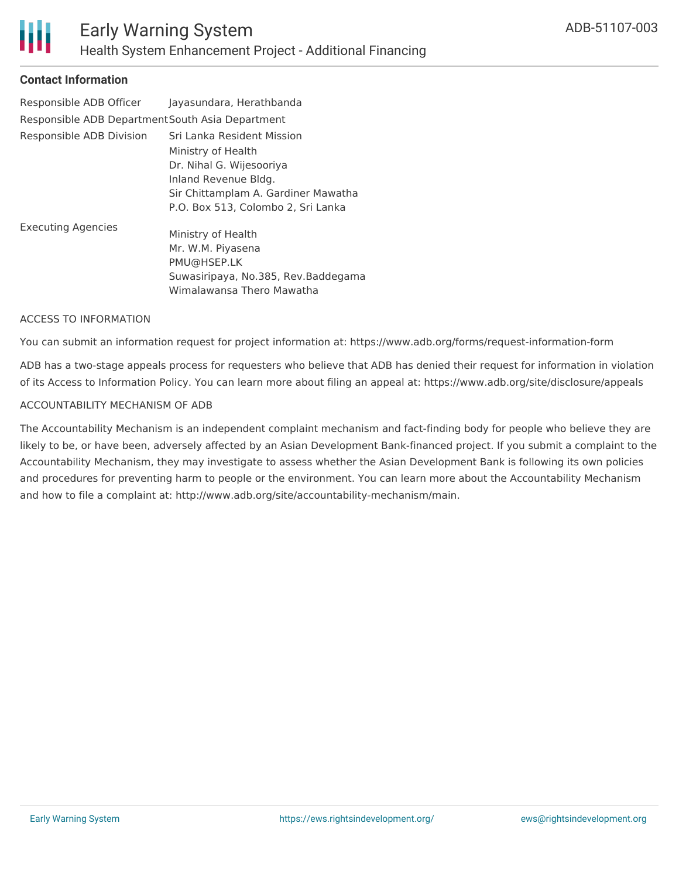## Contact Information

| | |
|---|---|
| Responsible ADB Officer | Jayasundara, Herathbanda |
| Responsible ADB Department | South Asia Department |
| Responsible ADB Division | Sri Lanka Resident Mission<br>Ministry of Health<br>Dr. Nihal G. Wijesooriya<br>Inland Revenue Bldg.<br>Sir Chittamplam A. Gardiner Mawatha<br>P.O. Box 513, Colombo 2, Sri Lanka |
| Executing Agencies | Ministry of Health<br>Mr. W.M. Piyasena<br>PMU@HSEP.LK<br>Suwasiripaya, No.385, Rev.Baddegama<br>Wimalawansa Thero Mawatha |

ACCESS TO INFORMATION

You can submit an information request for project information at: https://www.adb.org/forms/request-information-form

ADB has a two-stage appeals process for requesters who believe that ADB has denied their request for information in violation of its Access to Information Policy. You can learn more about filing an appeal at: https://www.adb.org/site/disclosure/appeals

ACCOUNTABILITY MECHANISM OF ADB

The Accountability Mechanism is an independent complaint mechanism and fact-finding body for people who believe they are likely to be, or have been, adversely affected by an Asian Development Bank-financed project. If you submit a complaint to the Accountability Mechanism, they may investigate to assess whether the Asian Development Bank is following its own policies and procedures for preventing harm to people or the environment. You can learn more about the Accountability Mechanism and how to file a complaint at: http://www.adb.org/site/accountability-mechanism/main.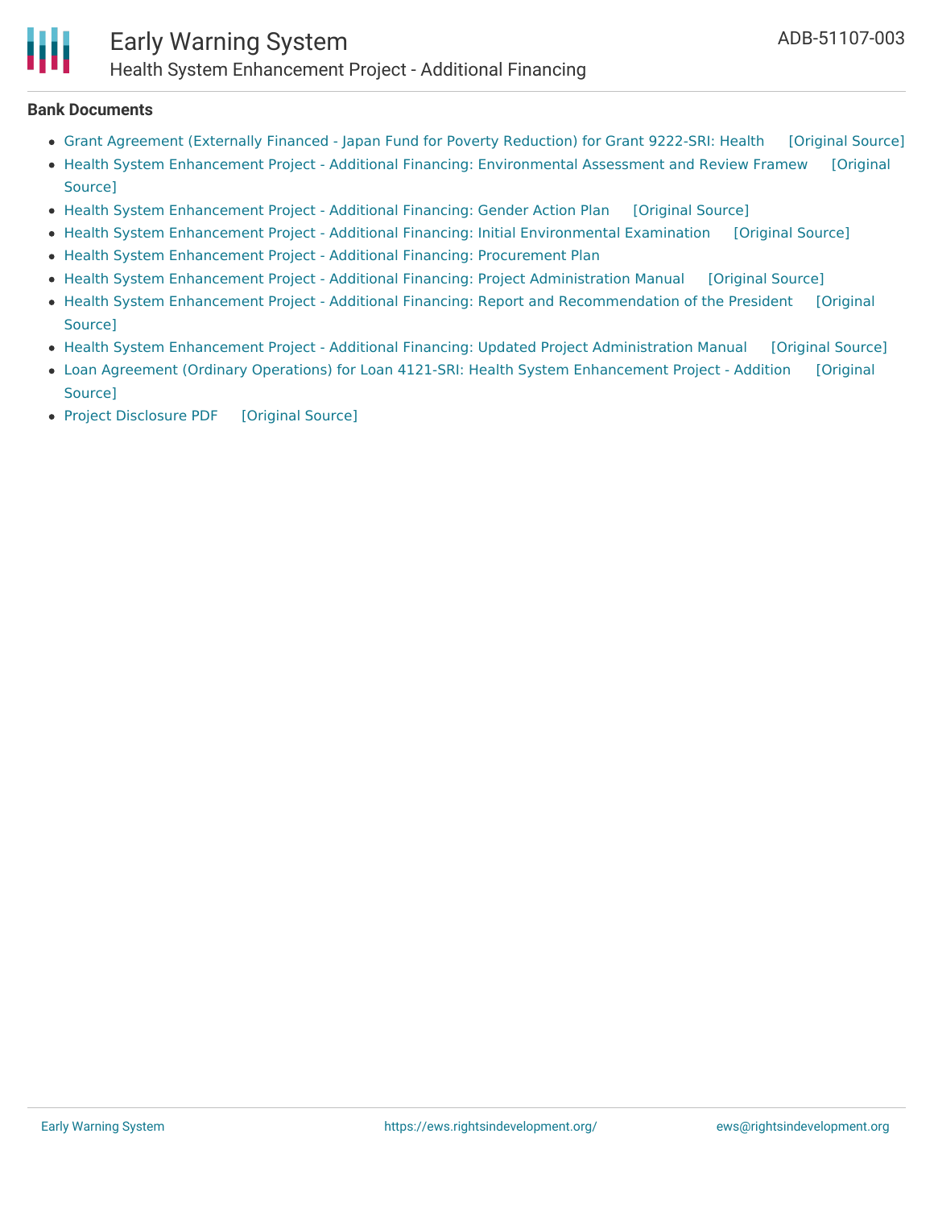**Bank Documents**

- Grant Agreement (Externally Financed - Japan Fund for Poverty Reduction) for Grant 9222-SRI: Health [Original Source]
- Health System Enhancement Project - Additional Financing: Environmental Assessment and Review Framew [Original Source]
- Health System Enhancement Project - Additional Financing: Gender Action Plan [Original Source]
- Health System Enhancement Project - Additional Financing: Initial Environmental Examination [Original Source]
- Health System Enhancement Project - Additional Financing: Procurement Plan
- Health System Enhancement Project - Additional Financing: Project Administration Manual [Original Source]
- Health System Enhancement Project - Additional Financing: Report and Recommendation of the President [Original Source]
- Health System Enhancement Project - Additional Financing: Updated Project Administration Manual [Original Source]
- Loan Agreement (Ordinary Operations) for Loan 4121-SRI: Health System Enhancement Project - Addition [Original Source]
- Project Disclosure PDF [Original Source]